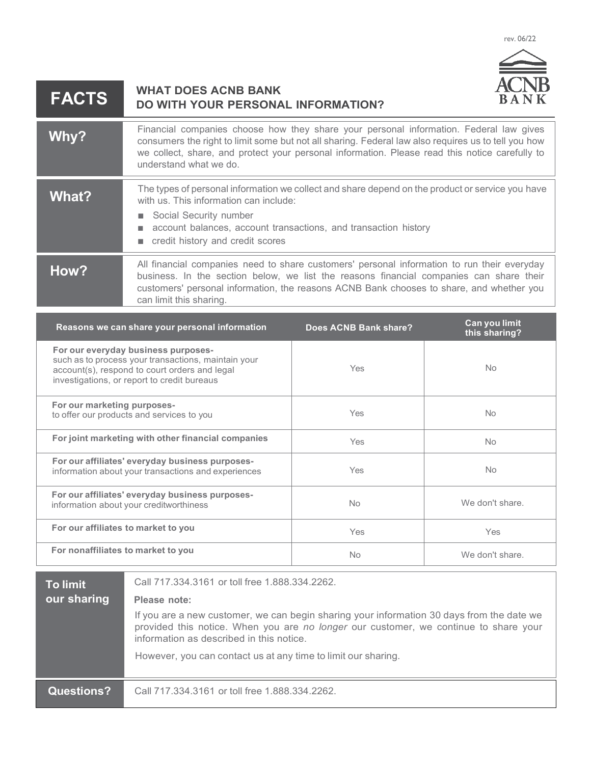rev. 06/22

# FACTS — WHAT DOES ACNB BANK DO WITH YOUR PERSONAL INFORMATION?

| | |
|---|---|
| **Why?** | Financial companies choose how they share your personal information. Federal law gives consumers the right to limit some but not all sharing. Federal law also requires us to tell you how we collect, share, and protect your personal information. Please read this notice carefully to understand what we do. |
| **What?** | The types of personal information we collect and share depend on the product or service you have with us. This information can include:<br>■ Social Security number<br>■ account balances, account transactions, and transaction history<br>■ credit history and credit scores |
| **How?** | All financial companies need to share customers' personal information to run their everyday business. In the section below, we list the reasons financial companies can share their customers' personal information, the reasons ACNB Bank chooses to share, and whether you can limit this sharing. |

| Reasons we can share your personal information | Does ACNB Bank share? | Can you limit this sharing? |
|---|---|---|
| **For our everyday business purposes-** such as to process your transactions, maintain your account(s), respond to court orders and legal investigations, or report to credit bureaus | Yes | No |
| **For our marketing purposes-** to offer our products and services to you | Yes | No |
| **For joint marketing with other financial companies** | Yes | No |
| **For our affiliates' everyday business purposes-** information about your transactions and experiences | Yes | No |
| **For our affiliates' everyday business purposes-** information about your creditworthiness | No | We don't share. |
| **For our affiliates to market to you** | Yes | Yes |
| **For nonaffiliates to market to you** | No | We don't share. |

| | |
|---|---|
| **To limit our sharing** | Call 717.334.3161 or toll free 1.888.334.2262.<br>**Please note:**<br>If you are a new customer, we can begin sharing your information 30 days from the date we provided this notice. When you are *no longer* our customer, we continue to share your information as described in this notice.<br>However, you can contact us at any time to limit our sharing. |

| | |
|---|---|
| **Questions?** | Call 717.334.3161 or toll free 1.888.334.2262. |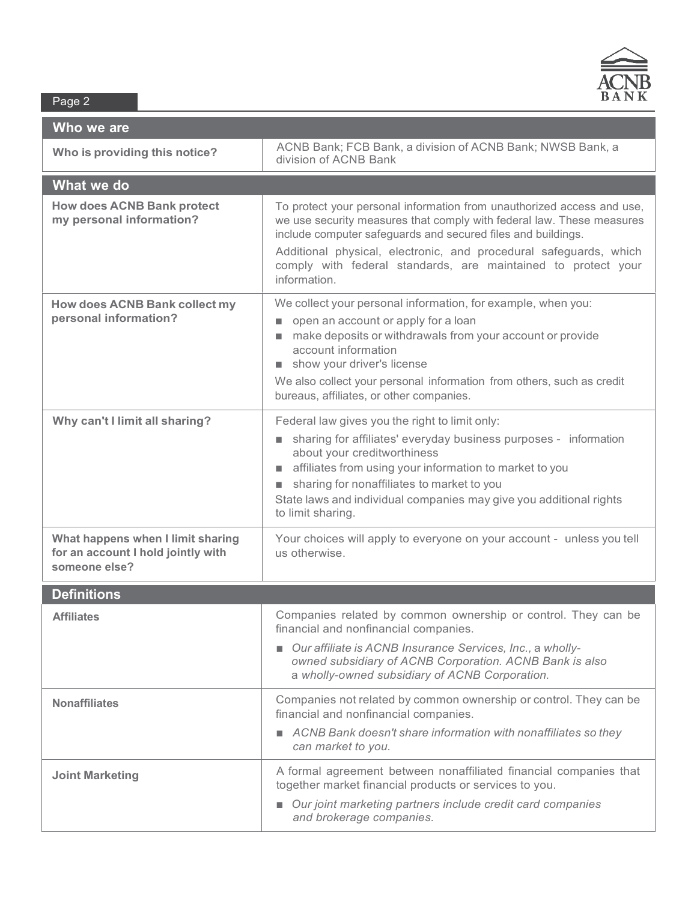## Who we are

| | |
|---|---|
| **Who is providing this notice?** | ACNB Bank; FCB Bank, a division of ACNB Bank; NWSB Bank, a division of ACNB Bank |

## What we do

| | |
|---|---|
| **How does ACNB Bank protect my personal information?** | To protect your personal information from unauthorized access and use, we use security measures that comply with federal law. These measures include computer safeguards and secured files and buildings. Additional physical, electronic, and procedural safeguards, which comply with federal standards, are maintained to protect your information. |
| **How does ACNB Bank collect my personal information?** | We collect your personal information, for example, when you: ■ open an account or apply for a loan ■ make deposits or withdrawals from your account or provide account information ■ show your driver's license We also collect your personal information from others, such as credit bureaus, affiliates, or other companies. |
| **Why can't I limit all sharing?** | Federal law gives you the right to limit only: ■ sharing for affiliates' everyday business purposes - information about your creditworthiness ■ affiliates from using your information to market to you ■ sharing for nonaffiliates to market to you State laws and individual companies may give you additional rights to limit sharing. |
| **What happens when I limit sharing for an account I hold jointly with someone else?** | Your choices will apply to everyone on your account - unless you tell us otherwise. |

## Definitions

| | |
|---|---|
| **Affiliates** | Companies related by common ownership or control. They can be financial and nonfinancial companies. ■ *Our affiliate is ACNB Insurance Services, Inc., a wholly-owned subsidiary of ACNB Corporation. ACNB Bank is also a wholly-owned subsidiary of ACNB Corporation.* |
| **Nonaffiliates** | Companies not related by common ownership or control. They can be financial and nonfinancial companies. ■ *ACNB Bank doesn't share information with nonaffiliates so they can market to you.* |
| **Joint Marketing** | A formal agreement between nonaffiliated financial companies that together market financial products or services to you. ■ *Our joint marketing partners include credit card companies and brokerage companies.* |